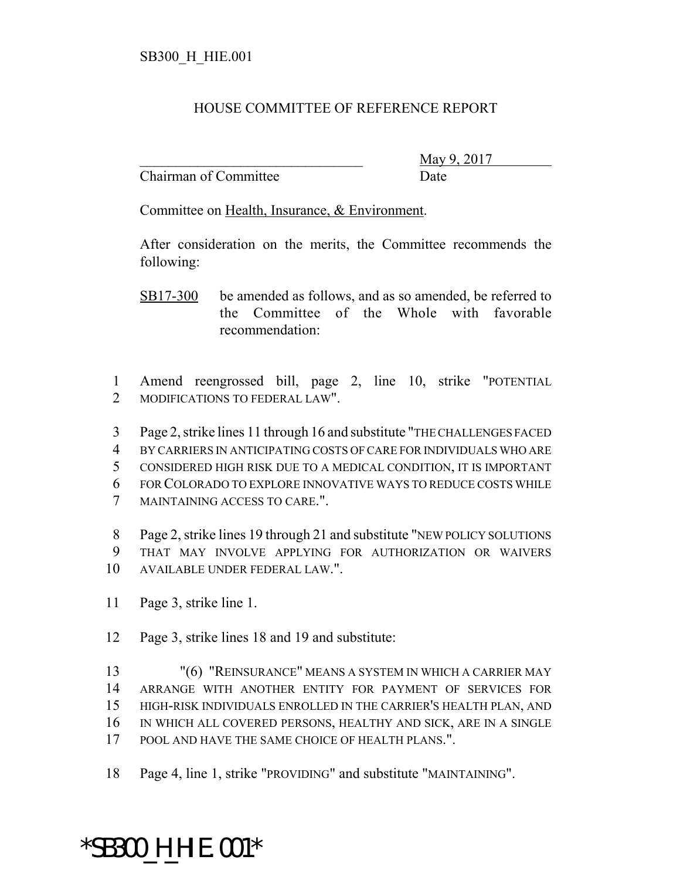SB300_H_HIE.001

HOUSE COMMITTEE OF REFERENCE REPORT

_______________________________ May 9, 2017
Chairman of Committee Date

Committee on Health, Insurance, & Environment.

After consideration on the merits, the Committee recommends the following:

SB17-300 be amended as follows, and as so amended, be referred to the Committee of the Whole with favorable recommendation:

1 Amend reengrossed bill, page 2, line 10, strike "POTENTIAL
2 MODIFICATIONS TO FEDERAL LAW".

3 Page 2, strike lines 11 through 16 and substitute "THE CHALLENGES FACED
4 BY CARRIERS IN ANTICIPATING COSTS OF CARE FOR INDIVIDUALS WHO ARE
5 CONSIDERED HIGH RISK DUE TO A MEDICAL CONDITION, IT IS IMPORTANT
6 FOR COLORADO TO EXPLORE INNOVATIVE WAYS TO REDUCE COSTS WHILE
7 MAINTAINING ACCESS TO CARE.".

8 Page 2, strike lines 19 through 21 and substitute "NEW POLICY SOLUTIONS
9 THAT MAY INVOLVE APPLYING FOR AUTHORIZATION OR WAIVERS
10 AVAILABLE UNDER FEDERAL LAW.".

11 Page 3, strike line 1.

12 Page 3, strike lines 18 and 19 and substitute:

13 "(6) "REINSURANCE" MEANS A SYSTEM IN WHICH A CARRIER MAY
14 ARRANGE WITH ANOTHER ENTITY FOR PAYMENT OF SERVICES FOR
15 HIGH-RISK INDIVIDUALS ENROLLED IN THE CARRIER'S HEALTH PLAN, AND
16 IN WHICH ALL COVERED PERSONS, HEALTHY AND SICK, ARE IN A SINGLE
17 POOL AND HAVE THE SAME CHOICE OF HEALTH PLANS.".

18 Page 4, line 1, strike "PROVIDING" and substitute "MAINTAINING".

*SB300_H_HIE.001*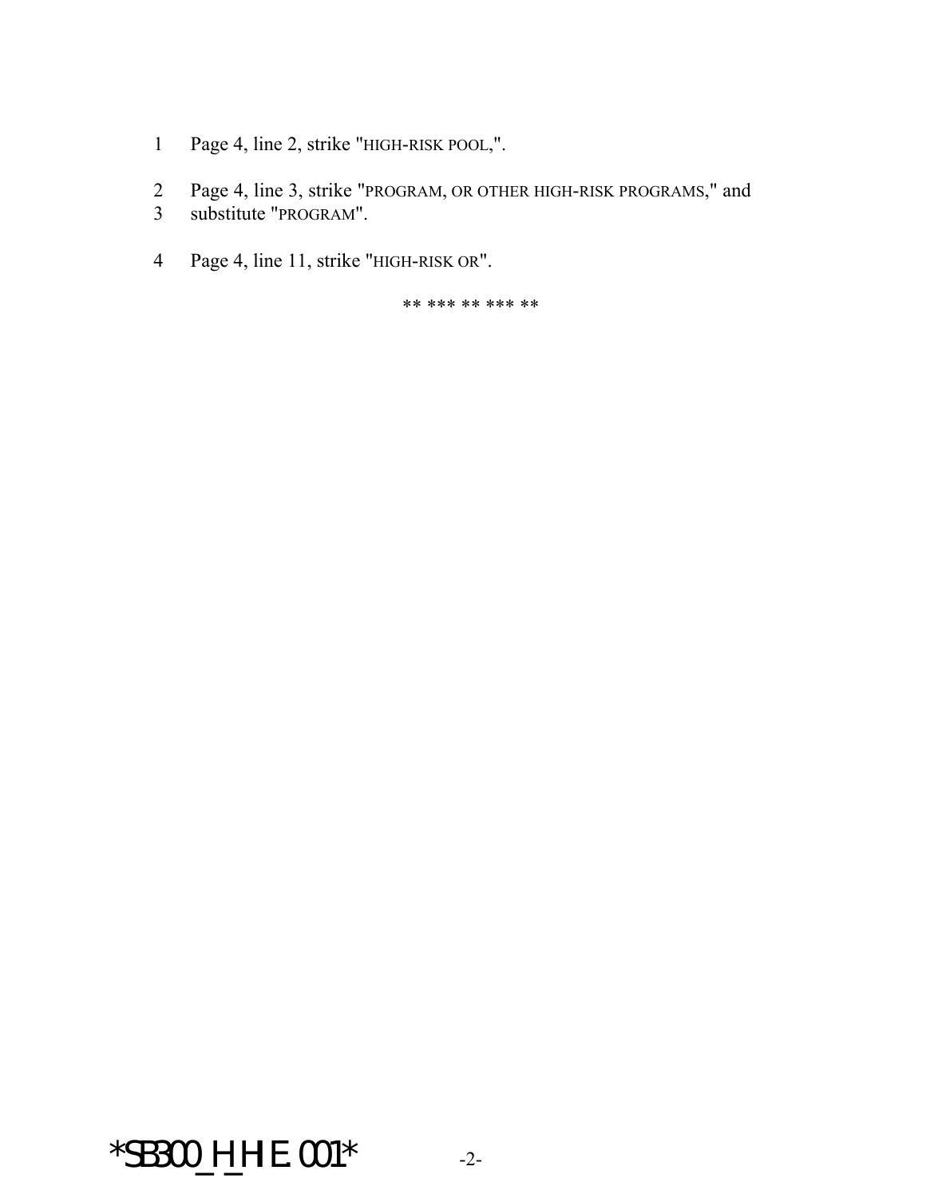1 Page 4, line 2, strike "HIGH-RISK POOL,".

2 Page 4, line 3, strike "PROGRAM, OR OTHER HIGH-RISK PROGRAMS," and
3 substitute "PROGRAM".

4 Page 4, line 11, strike "HIGH-RISK OR".

** *** ** *** **

*SB300_H_HIE.001*